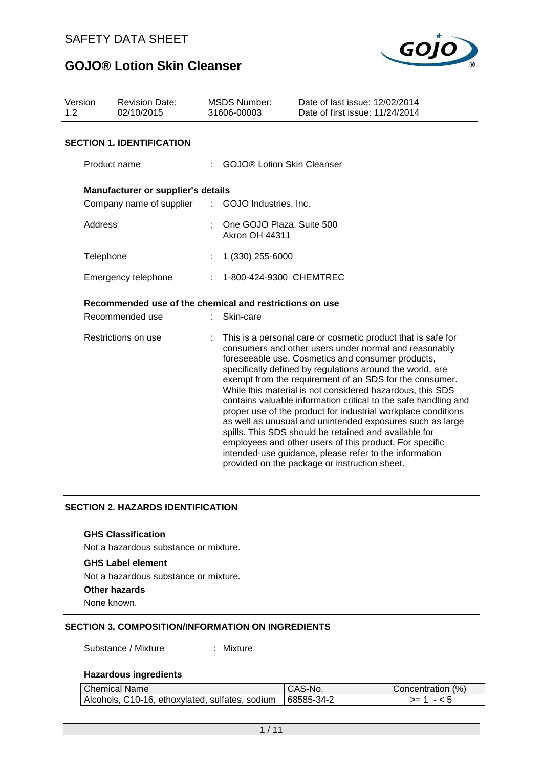# SAFETY DATA SHEET

# GOJO® Lotion Skin Cleanser

| Version | Revision Date: | MSDS Number: | Date of last issue: 12/02/2014 |
|---|---|---|---|
| 1.2 | 02/10/2015 | 31606-00003 | Date of first issue: 11/24/2014 |

## SECTION 1. IDENTIFICATION

Product name : GOJO® Lotion Skin Cleanser

**Manufacturer or supplier's details**

Company name of supplier : GOJO Industries, Inc.

Address : One GOJO Plaza, Suite 500
Akron OH 44311

Telephone : 1 (330) 255-6000

Emergency telephone : 1-800-424-9300 CHEMTREC

**Recommended use of the chemical and restrictions on use**

Recommended use : Skin-care

Restrictions on use : This is a personal care or cosmetic product that is safe for consumers and other users under normal and reasonably foreseeable use. Cosmetics and consumer products, specifically defined by regulations around the world, are exempt from the requirement of an SDS for the consumer. While this material is not considered hazardous, this SDS contains valuable information critical to the safe handling and proper use of the product for industrial workplace conditions as well as unusual and unintended exposures such as large spills. This SDS should be retained and available for employees and other users of this product. For specific intended-use guidance, please refer to the information provided on the package or instruction sheet.

## SECTION 2. HAZARDS IDENTIFICATION

**GHS Classification**

Not a hazardous substance or mixture.

**GHS Label element**

Not a hazardous substance or mixture.

**Other hazards**

None known.

## SECTION 3. COMPOSITION/INFORMATION ON INGREDIENTS

Substance / Mixture : Mixture

**Hazardous ingredients**

| Chemical Name | CAS-No. | Concentration (%) |
|---|---|---|
| Alcohols, C10-16, ethoxylated, sulfates, sodium | 68585-34-2 | >= 1 - < 5 |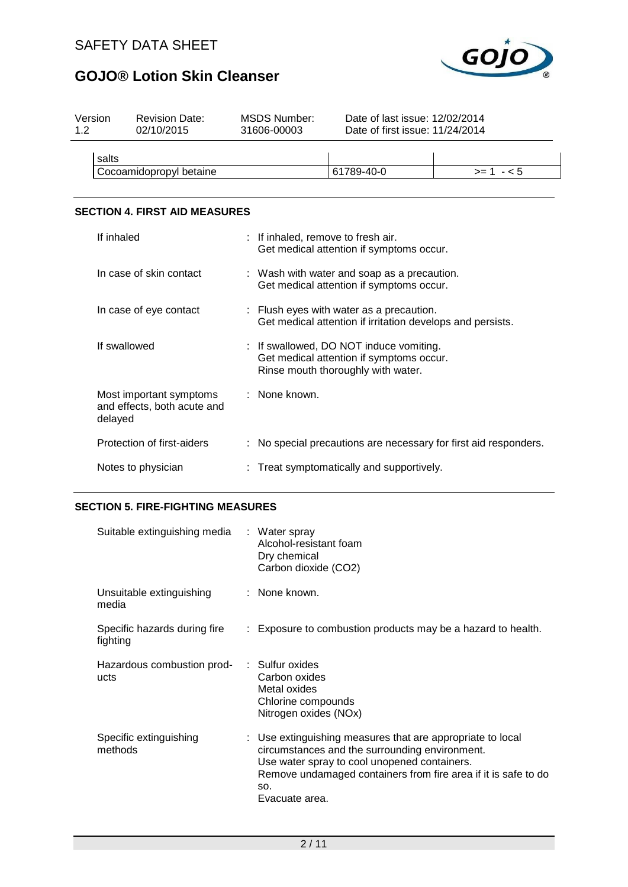| Version 1.2 | Revision Date: 02/10/2015 | MSDS Number: 31606-00003 | Date of last issue: 12/02/2014<br>Date of first issue: 11/24/2014 |
|---|---|---|---|

| | | |
|---|---|---|
| salts | | |
| Cocoamidopropyl betaine | 61789-40-0 | >= 1 - < 5 |

## SECTION 4. FIRST AID MEASURES

| | |
|---|---|
| If inhaled | : If inhaled, remove to fresh air.<br>Get medical attention if symptoms occur. |
| In case of skin contact | : Wash with water and soap as a precaution.<br>Get medical attention if symptoms occur. |
| In case of eye contact | : Flush eyes with water as a precaution.<br>Get medical attention if irritation develops and persists. |
| If swallowed | : If swallowed, DO NOT induce vomiting.<br>Get medical attention if symptoms occur.<br>Rinse mouth thoroughly with water. |
| Most important symptoms and effects, both acute and delayed | : None known. |
| Protection of first-aiders | : No special precautions are necessary for first aid responders. |
| Notes to physician | : Treat symptomatically and supportively. |

## SECTION 5. FIRE-FIGHTING MEASURES

| | |
|---|---|
| Suitable extinguishing media | : Water spray<br>Alcohol-resistant foam<br>Dry chemical<br>Carbon dioxide ($CO_2$) |
| Unsuitable extinguishing media | : None known. |
| Specific hazards during fire fighting | : Exposure to combustion products may be a hazard to health. |
| Hazardous combustion products | : Sulfur oxides<br>Carbon oxides<br>Metal oxides<br>Chlorine compounds<br>Nitrogen oxides (NOx) |
| Specific extinguishing methods | : Use extinguishing measures that are appropriate to local circumstances and the surrounding environment.<br>Use water spray to cool unopened containers.<br>Remove undamaged containers from fire area if it is safe to do so.<br>Evacuate area. |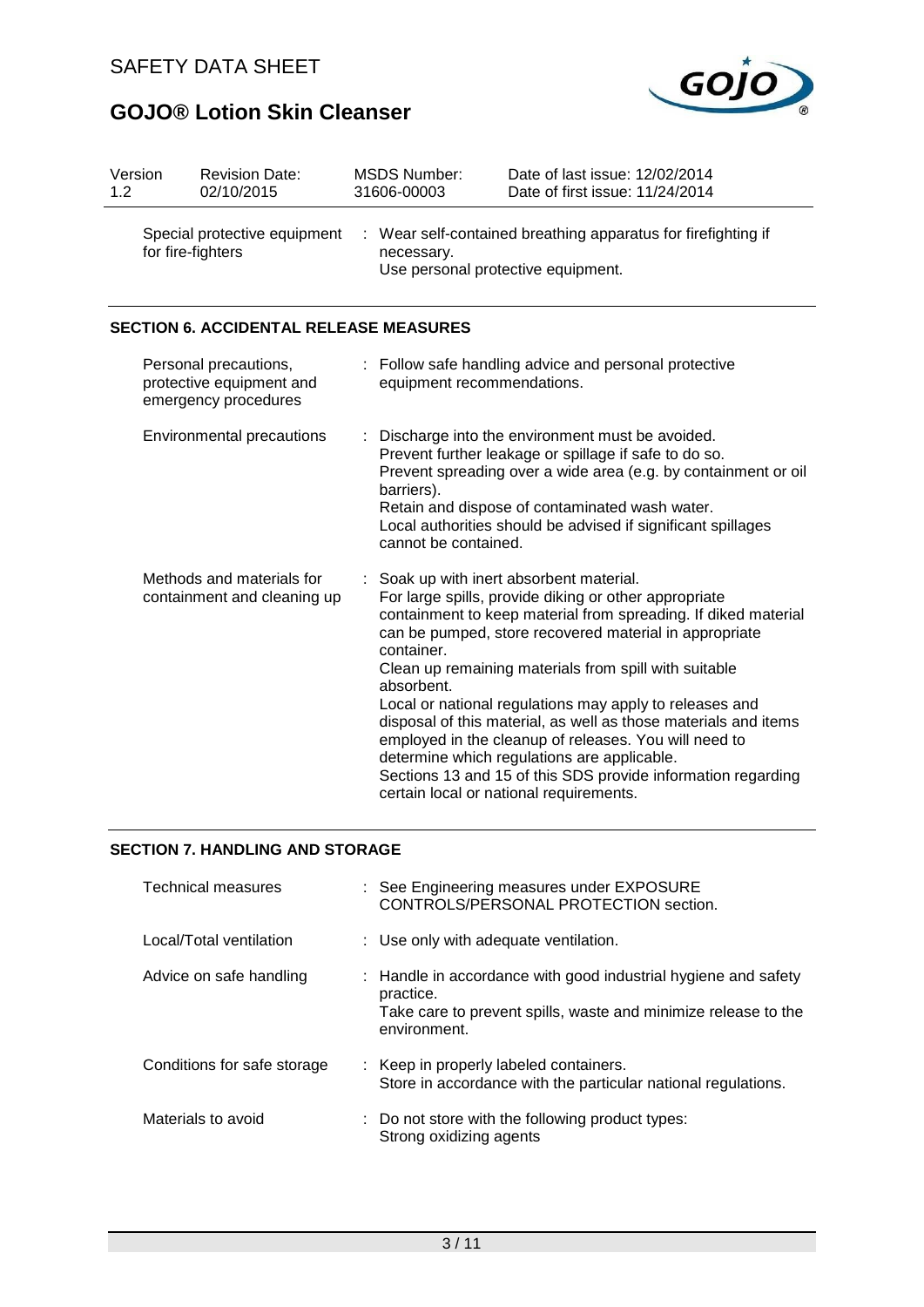| Version | Revision Date: | MSDS Number: | Date of last issue: 12/02/2014 |
| --- | --- | --- | --- |
| 1.2 | 02/10/2015 | 31606-00003 | Date of first issue: 11/24/2014 |

| | |
| --- | --- |
| Special protective equipment for fire-fighters | : Wear self-contained breathing apparatus for firefighting if necessary.<br>Use personal protective equipment. |

## SECTION 6. ACCIDENTAL RELEASE MEASURES

| | |
| --- | --- |
| Personal precautions, protective equipment and emergency procedures | : Follow safe handling advice and personal protective equipment recommendations. |
| Environmental precautions | : Discharge into the environment must be avoided.<br>Prevent further leakage or spillage if safe to do so.<br>Prevent spreading over a wide area (e.g. by containment or oil barriers).<br>Retain and dispose of contaminated wash water.<br>Local authorities should be advised if significant spillages cannot be contained. |
| Methods and materials for containment and cleaning up | : Soak up with inert absorbent material.<br>For large spills, provide diking or other appropriate containment to keep material from spreading. If diked material can be pumped, store recovered material in appropriate container.<br>Clean up remaining materials from spill with suitable absorbent.<br>Local or national regulations may apply to releases and disposal of this material, as well as those materials and items employed in the cleanup of releases. You will need to determine which regulations are applicable.<br>Sections 13 and 15 of this SDS provide information regarding certain local or national requirements. |

## SECTION 7. HANDLING AND STORAGE

| | |
| --- | --- |
| Technical measures | : See Engineering measures under EXPOSURE CONTROLS/PERSONAL PROTECTION section. |
| Local/Total ventilation | : Use only with adequate ventilation. |
| Advice on safe handling | : Handle in accordance with good industrial hygiene and safety practice.<br>Take care to prevent spills, waste and minimize release to the environment. |
| Conditions for safe storage | : Keep in properly labeled containers.<br>Store in accordance with the particular national regulations. |
| Materials to avoid | : Do not store with the following product types:<br>Strong oxidizing agents |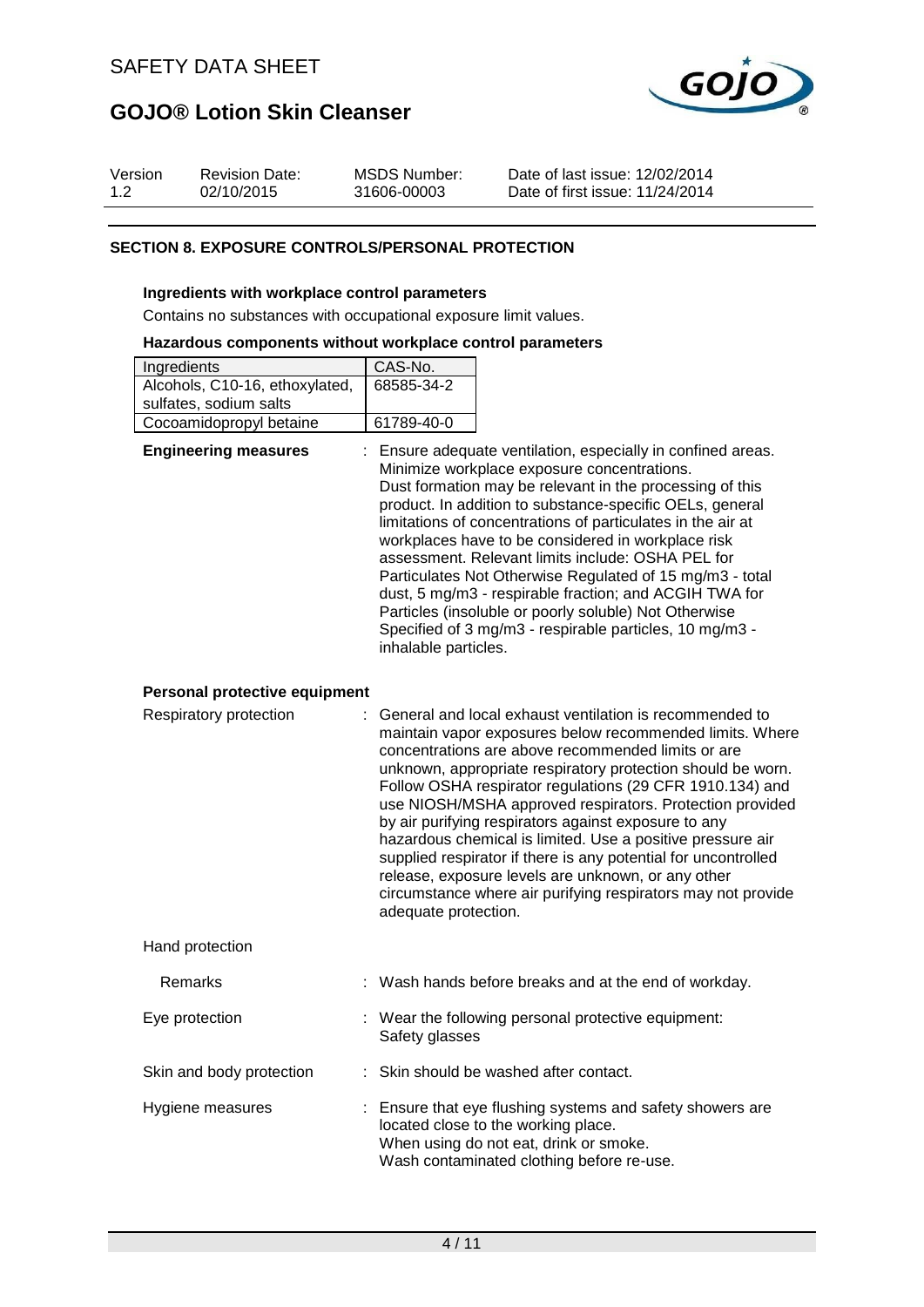## SECTION 8. EXPOSURE CONTROLS/PERSONAL PROTECTION

### Ingredients with workplace control parameters

Contains no substances with occupational exposure limit values.

### Hazardous components without workplace control parameters

| Ingredients | CAS-No. |
|---|---|
| Alcohols, C10-16, ethoxylated, sulfates, sodium salts | 68585-34-2 |
| Cocoamidopropyl betaine | 61789-40-0 |

**Engineering measures** : Ensure adequate ventilation, especially in confined areas. Minimize workplace exposure concentrations. Dust formation may be relevant in the processing of this product. In addition to substance-specific OELs, general limitations of concentrations of particulates in the air at workplaces have to be considered in workplace risk assessment. Relevant limits include: OSHA PEL for Particulates Not Otherwise Regulated of 15 mg/m3 - total dust, 5 mg/m3 - respirable fraction; and ACGIH TWA for Particles (insoluble or poorly soluble) Not Otherwise Specified of 3 mg/m3 - respirable particles, 10 mg/m3 - inhalable particles.

### Personal protective equipment

Respiratory protection : General and local exhaust ventilation is recommended to maintain vapor exposures below recommended limits. Where concentrations are above recommended limits or are unknown, appropriate respiratory protection should be worn. Follow OSHA respirator regulations (29 CFR 1910.134) and use NIOSH/MSHA approved respirators. Protection provided by air purifying respirators against exposure to any hazardous chemical is limited. Use a positive pressure air supplied respirator if there is any potential for uncontrolled release, exposure levels are unknown, or any other circumstance where air purifying respirators may not provide adequate protection.

Hand protection

Remarks : Wash hands before breaks and at the end of workday.

Eye protection : Wear the following personal protective equipment:
Safety glasses

Skin and body protection : Skin should be washed after contact.

Hygiene measures : Ensure that eye flushing systems and safety showers are located close to the working place.
When using do not eat, drink or smoke.
Wash contaminated clothing before re-use.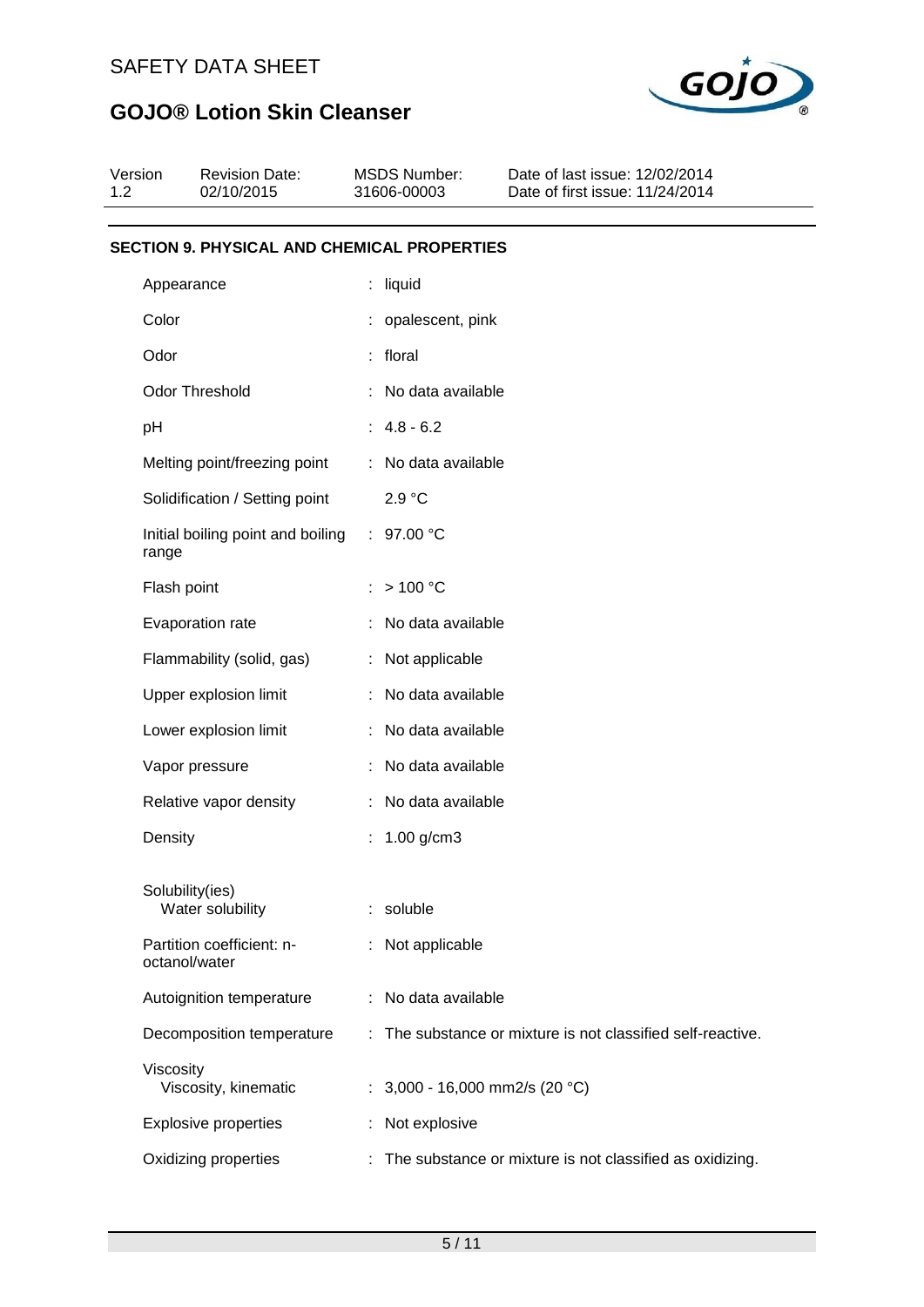## SECTION 9. PHYSICAL AND CHEMICAL PROPERTIES

| Property | Value |
|---|---|
| Appearance | liquid |
| Color | opalescent, pink |
| Odor | floral |
| Odor Threshold | No data available |
| pH | 4.8 - 6.2 |
| Melting point/freezing point | No data available |
| Solidification / Setting point | 2.9 °C |
| Initial boiling point and boiling range | 97.00 °C |
| Flash point | > 100 °C |
| Evaporation rate | No data available |
| Flammability (solid, gas) | Not applicable |
| Upper explosion limit | No data available |
| Lower explosion limit | No data available |
| Vapor pressure | No data available |
| Relative vapor density | No data available |
| Density | 1.00 g/cm3 |
| Solubility(ies) | |
| Water solubility | soluble |
| Partition coefficient: n-octanol/water | Not applicable |
| Autoignition temperature | No data available |
| Decomposition temperature | The substance or mixture is not classified self-reactive. |
| Viscosity | |
| Viscosity, kinematic | 3,000 - 16,000 mm2/s (20 °C) |
| Explosive properties | Not explosive |
| Oxidizing properties | The substance or mixture is not classified as oxidizing. |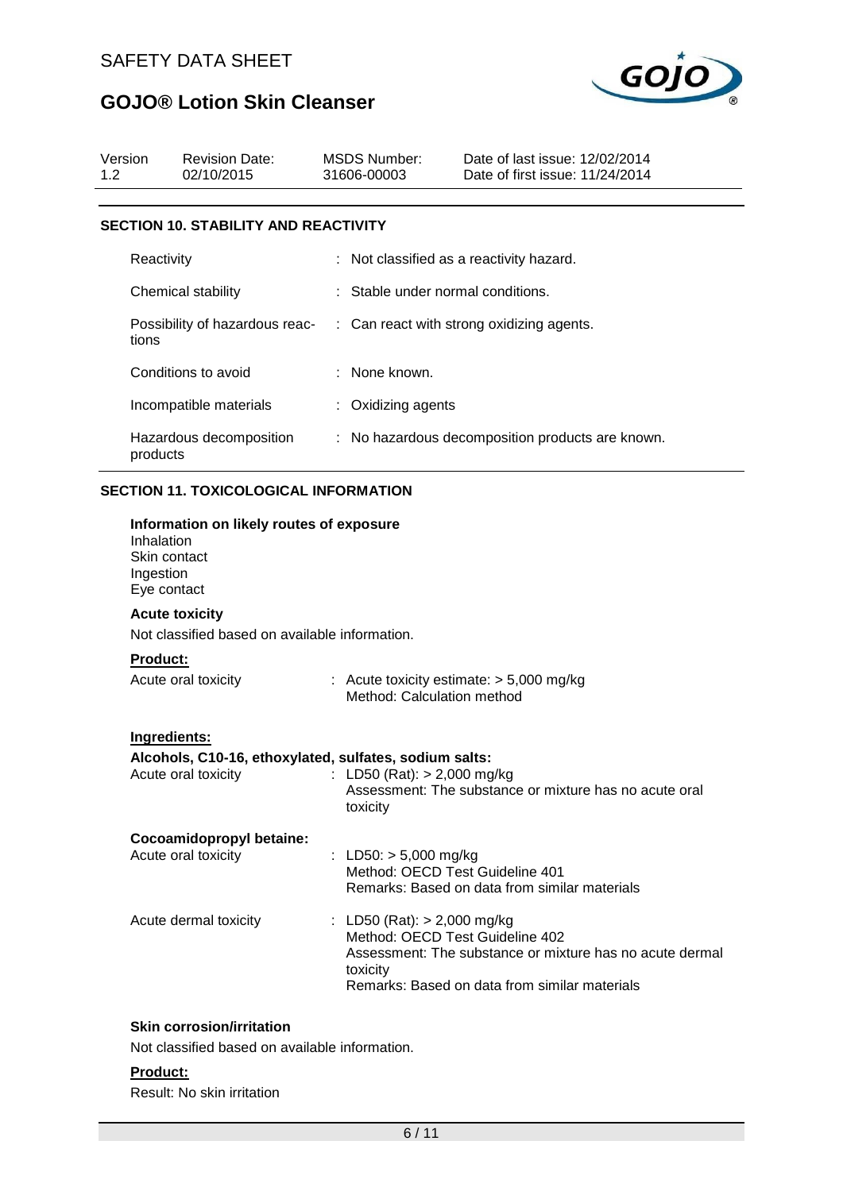## SECTION 10. STABILITY AND REACTIVITY

| | |
|---|---|
| Reactivity | : Not classified as a reactivity hazard. |
| Chemical stability | : Stable under normal conditions. |
| Possibility of hazardous reactions | : Can react with strong oxidizing agents. |
| Conditions to avoid | : None known. |
| Incompatible materials | : Oxidizing agents |
| Hazardous decomposition products | : No hazardous decomposition products are known. |

## SECTION 11. TOXICOLOGICAL INFORMATION

**Information on likely routes of exposure**
Inhalation
Skin contact
Ingestion
Eye contact

**Acute toxicity**

Not classified based on available information.

**Product:**

Acute oral toxicity : Acute toxicity estimate: > 5,000 mg/kg
Method: Calculation method

**Ingredients:**

**Alcohols, C10-16, ethoxylated, sulfates, sodium salts:**

Acute oral toxicity : LD50 (Rat): > 2,000 mg/kg
Assessment: The substance or mixture has no acute oral toxicity

**Cocoamidopropyl betaine:**

Acute oral toxicity : LD50: > 5,000 mg/kg
Method: OECD Test Guideline 401
Remarks: Based on data from similar materials

Acute dermal toxicity : LD50 (Rat): > 2,000 mg/kg
Method: OECD Test Guideline 402
Assessment: The substance or mixture has no acute dermal toxicity
Remarks: Based on data from similar materials

**Skin corrosion/irritation**

Not classified based on available information.

**Product:**

Result: No skin irritation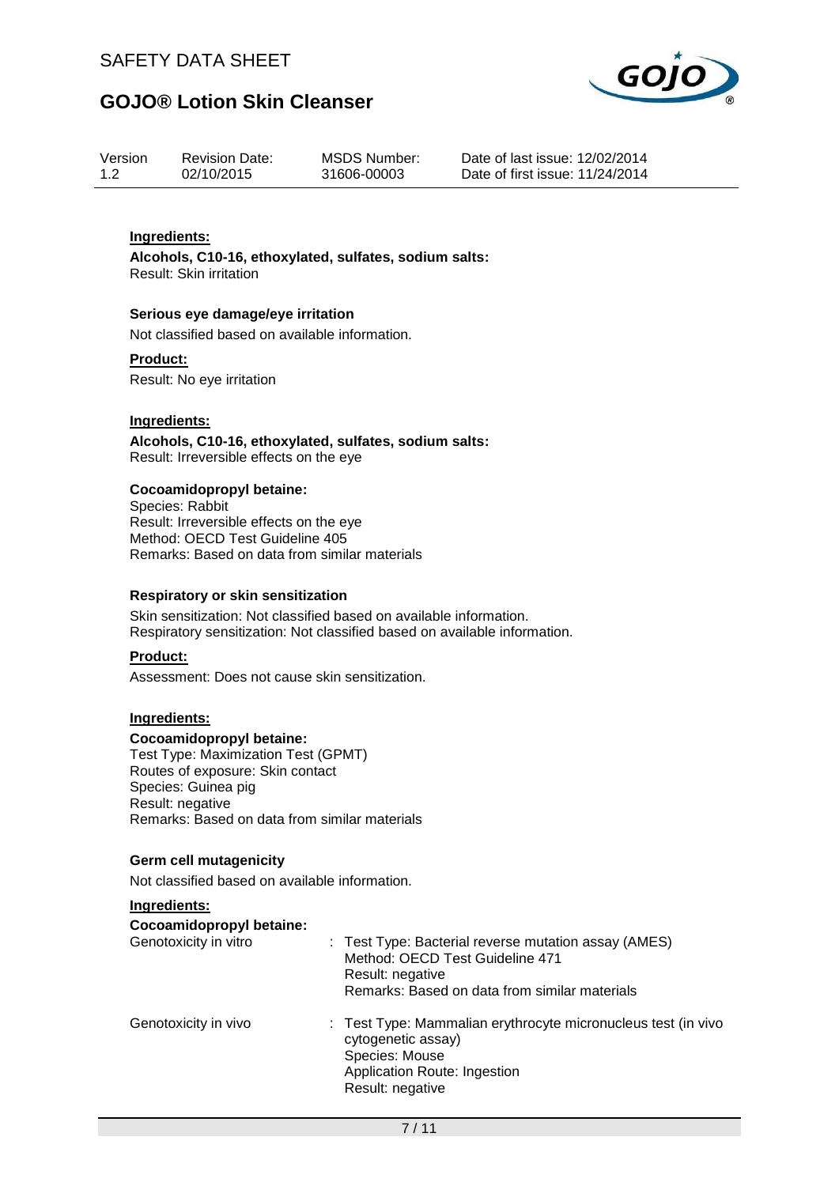**Ingredients:**

**Alcohols, C10-16, ethoxylated, sulfates, sodium salts:**
Result: Skin irritation

**Serious eye damage/eye irritation**

Not classified based on available information.

**Product:**

Result: No eye irritation

**Ingredients:**

**Alcohols, C10-16, ethoxylated, sulfates, sodium salts:**
Result: Irreversible effects on the eye

**Cocoamidopropyl betaine:**
Species: Rabbit
Result: Irreversible effects on the eye
Method: OECD Test Guideline 405
Remarks: Based on data from similar materials

**Respiratory or skin sensitization**

Skin sensitization: Not classified based on available information.
Respiratory sensitization: Not classified based on available information.

**Product:**

Assessment: Does not cause skin sensitization.

**Ingredients:**

**Cocoamidopropyl betaine:**
Test Type: Maximization Test (GPMT)
Routes of exposure: Skin contact
Species: Guinea pig
Result: negative
Remarks: Based on data from similar materials

**Germ cell mutagenicity**

Not classified based on available information.

**Ingredients:**

**Cocoamidopropyl betaine:**

Genotoxicity in vitro : Test Type: Bacterial reverse mutation assay (AMES)
Method: OECD Test Guideline 471
Result: negative
Remarks: Based on data from similar materials

Genotoxicity in vivo : Test Type: Mammalian erythrocyte micronucleus test (in vivo cytogenetic assay)
Species: Mouse
Application Route: Ingestion
Result: negative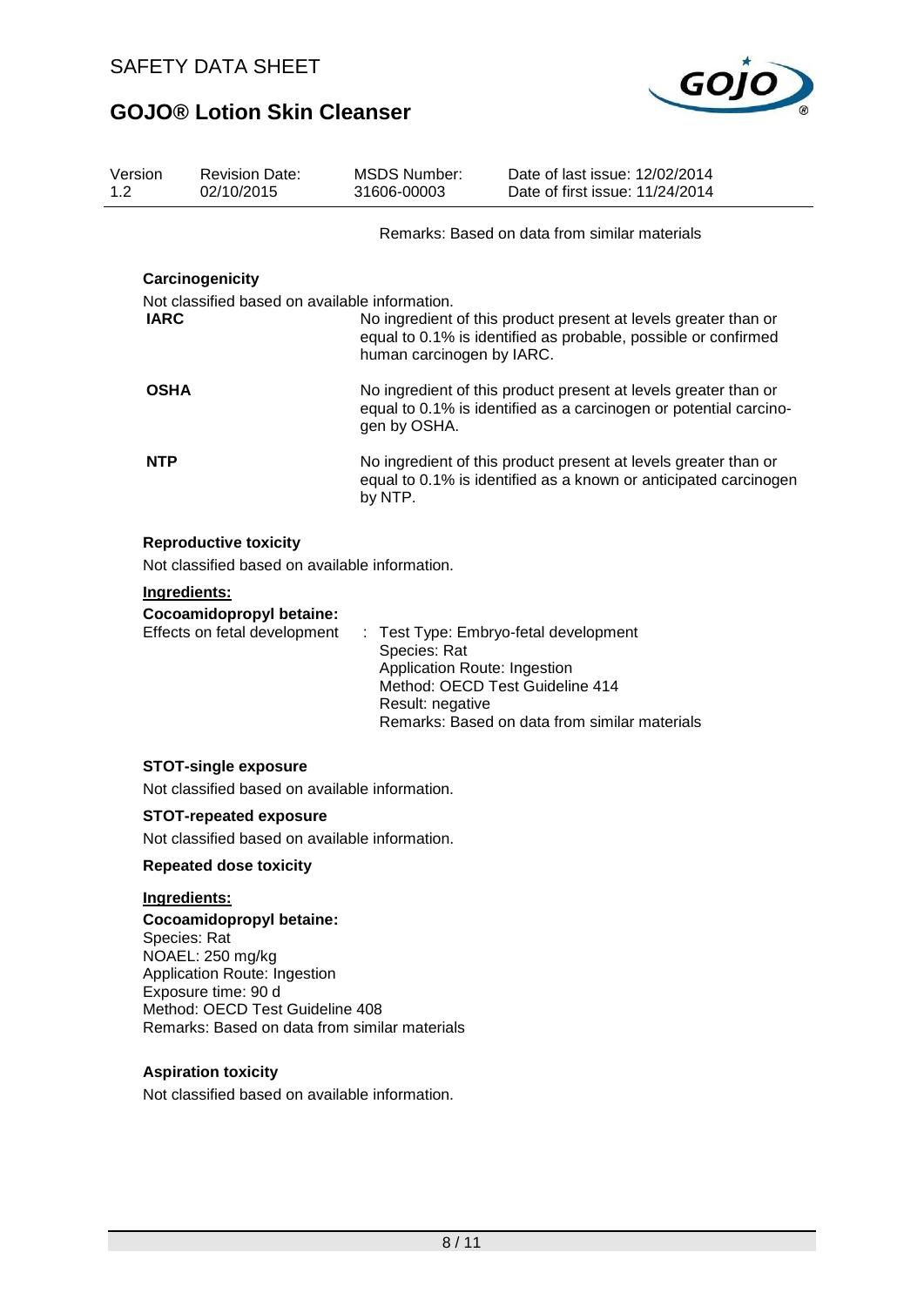Remarks: Based on data from similar materials

### Carcinogenicity

Not classified based on available information.

| | |
|---|---|
| **IARC** | No ingredient of this product present at levels greater than or equal to 0.1% is identified as probable, possible or confirmed human carcinogen by IARC. |
| **OSHA** | No ingredient of this product present at levels greater than or equal to 0.1% is identified as a carcinogen or potential carcinogen by OSHA. |
| **NTP** | No ingredient of this product present at levels greater than or equal to 0.1% is identified as a known or anticipated carcinogen by NTP. |

### Reproductive toxicity

Not classified based on available information.

**Ingredients:**

**Cocoamidopropyl betaine:**

Effects on fetal development : Test Type: Embryo-fetal development
Species: Rat
Application Route: Ingestion
Method: OECD Test Guideline 414
Result: negative
Remarks: Based on data from similar materials

### STOT-single exposure

Not classified based on available information.

### STOT-repeated exposure

Not classified based on available information.

### Repeated dose toxicity

**Ingredients:**

**Cocoamidopropyl betaine:**

Species: Rat
NOAEL: 250 mg/kg
Application Route: Ingestion
Exposure time: 90 d
Method: OECD Test Guideline 408
Remarks: Based on data from similar materials

### Aspiration toxicity

Not classified based on available information.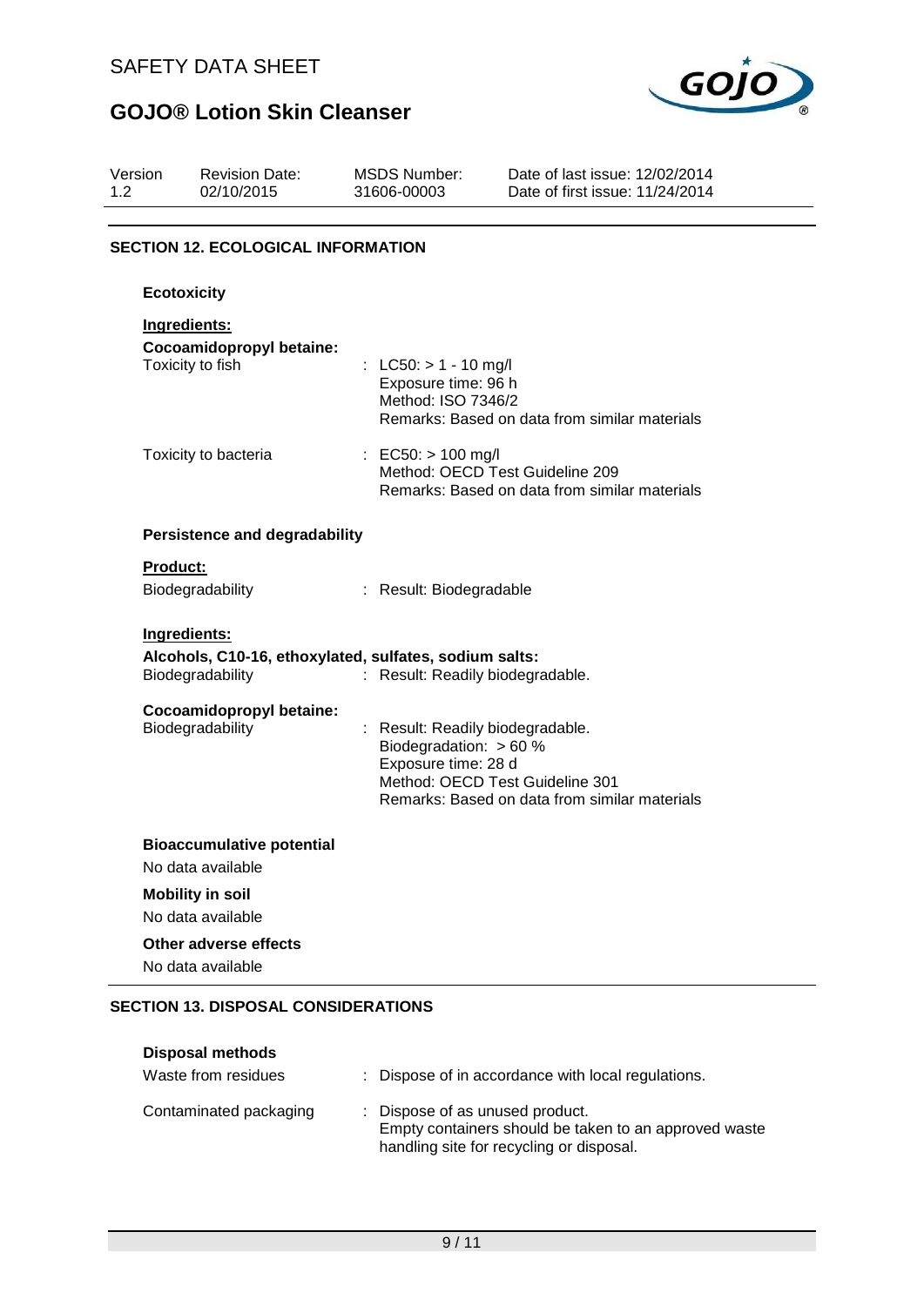## SECTION 12. ECOLOGICAL INFORMATION

### Ecotoxicity

**Ingredients:**

**Cocoamidopropyl betaine:**

Toxicity to fish : LC50: > 1 - 10 mg/l
Exposure time: 96 h
Method: ISO 7346/2
Remarks: Based on data from similar materials

Toxicity to bacteria : EC50: > 100 mg/l
Method: OECD Test Guideline 209
Remarks: Based on data from similar materials

### Persistence and degradability

**Product:**

Biodegradability : Result: Biodegradable

**Ingredients:**

**Alcohols, C10-16, ethoxylated, sulfates, sodium salts:**

Biodegradability : Result: Readily biodegradable.

**Cocoamidopropyl betaine:**

Biodegradability : Result: Readily biodegradable.
Biodegradation: > 60 %
Exposure time: 28 d
Method: OECD Test Guideline 301
Remarks: Based on data from similar materials

### Bioaccumulative potential

No data available

### Mobility in soil

No data available

### Other adverse effects

No data available

## SECTION 13. DISPOSAL CONSIDERATIONS

### Disposal methods

Waste from residues : Dispose of in accordance with local regulations.

Contaminated packaging : Dispose of as unused product.
Empty containers should be taken to an approved waste handling site for recycling or disposal.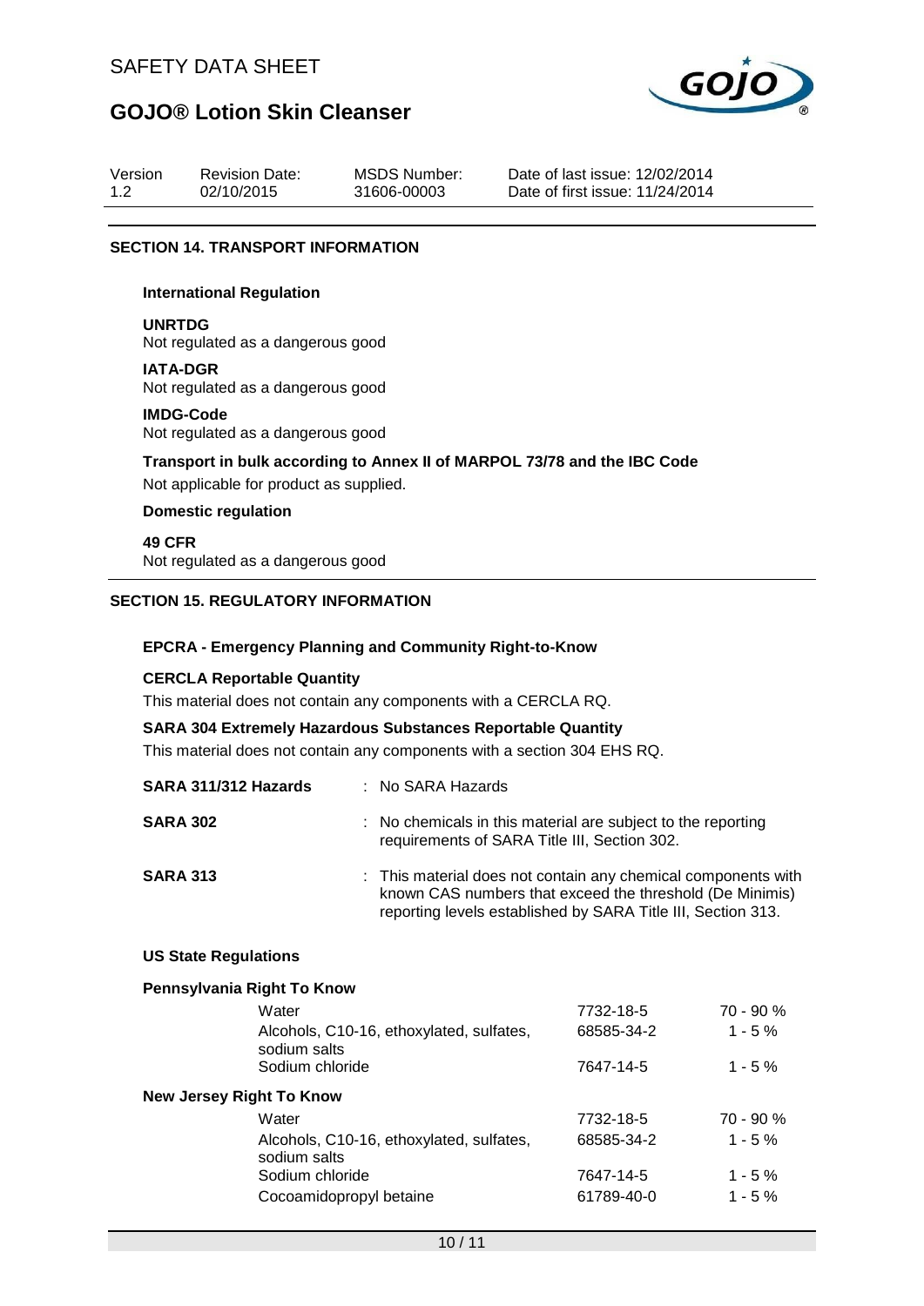| Version | Revision Date: | MSDS Number: | Date of last issue: 12/02/2014 |
|---|---|---|---|
| 1.2 | 02/10/2015 | 31606-00003 | Date of first issue: 11/24/2014 |

## SECTION 14. TRANSPORT INFORMATION

### International Regulation

**UNRTDG**
Not regulated as a dangerous good

**IATA-DGR**
Not regulated as a dangerous good

**IMDG-Code**
Not regulated as a dangerous good

**Transport in bulk according to Annex II of MARPOL 73/78 and the IBC Code**
Not applicable for product as supplied.

### Domestic regulation

**49 CFR**
Not regulated as a dangerous good

## SECTION 15. REGULATORY INFORMATION

### EPCRA - Emergency Planning and Community Right-to-Know

**CERCLA Reportable Quantity**
This material does not contain any components with a CERCLA RQ.

**SARA 304 Extremely Hazardous Substances Reportable Quantity**
This material does not contain any components with a section 304 EHS RQ.

**SARA 311/312 Hazards** : No SARA Hazards

**SARA 302** : No chemicals in this material are subject to the reporting requirements of SARA Title III, Section 302.

**SARA 313** : This material does not contain any chemical components with known CAS numbers that exceed the threshold (De Minimis) reporting levels established by SARA Title III, Section 313.

### US State Regulations

**Pennsylvania Right To Know**

| Component | CAS | Concentration |
|---|---|---|
| Water | 7732-18-5 | 70 - 90 % |
| Alcohols, C10-16, ethoxylated, sulfates, sodium salts | 68585-34-2 | 1 - 5 % |
| Sodium chloride | 7647-14-5 | 1 - 5 % |

**New Jersey Right To Know**

| Component | CAS | Concentration |
|---|---|---|
| Water | 7732-18-5 | 70 - 90 % |
| Alcohols, C10-16, ethoxylated, sulfates, sodium salts | 68585-34-2 | 1 - 5 % |
| Sodium chloride | 7647-14-5 | 1 - 5 % |
| Cocoamidopropyl betaine | 61789-40-0 | 1 - 5 % |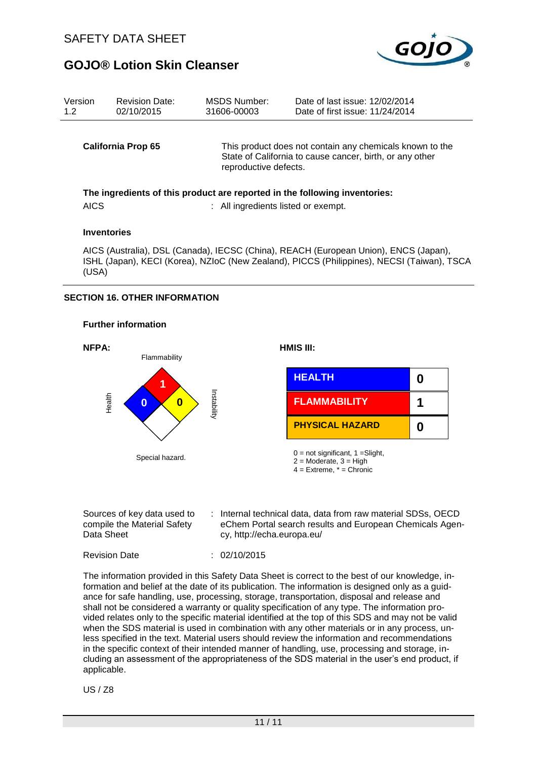| Version | Revision Date: | MSDS Number: | Date of last issue: 12/02/2014 |
|---|---|---|---|
| 1.2 | 02/10/2015 | 31606-00003 | Date of first issue: 11/24/2014 |

**California Prop 65** : This product does not contain any chemicals known to the State of California to cause cancer, birth, or any other reproductive defects.

**The ingredients of this product are reported in the following inventories:**

AICS : All ingredients listed or exempt.

**Inventories**

AICS (Australia), DSL (Canada), IECSC (China), REACH (European Union), ENCS (Japan), ISHL (Japan), KECI (Korea), NZIoC (New Zealand), PICCS (Philippines), NECSI (Taiwan), TSCA (USA)

## SECTION 16. OTHER INFORMATION

**Further information**

**NFPA:**

Flammability: 1
Health: 0
Instability: 0
Special hazard.

**HMIS III:**

| | |
|---|---|
| HEALTH | 0 |
| FLAMMABILITY | 1 |
| PHYSICAL HAZARD | 0 |

0 = not significant, 1 =Slight,
2 = Moderate, 3 = High
4 = Extreme, * = Chronic

Sources of key data used to compile the Material Safety Data Sheet : Internal technical data, data from raw material SDSs, OECD eChem Portal search results and European Chemicals Agency, http://echa.europa.eu/

Revision Date : 02/10/2015

The information provided in this Safety Data Sheet is correct to the best of our knowledge, information and belief at the date of its publication. The information is designed only as a guidance for safe handling, use, processing, storage, transportation, disposal and release and shall not be considered a warranty or quality specification of any type. The information provided relates only to the specific material identified at the top of this SDS and may not be valid when the SDS material is used in combination with any other materials or in any process, unless specified in the text. Material users should review the information and recommendations in the specific context of their intended manner of handling, use, processing and storage, including an assessment of the appropriateness of the SDS material in the user's end product, if applicable.

US / Z8